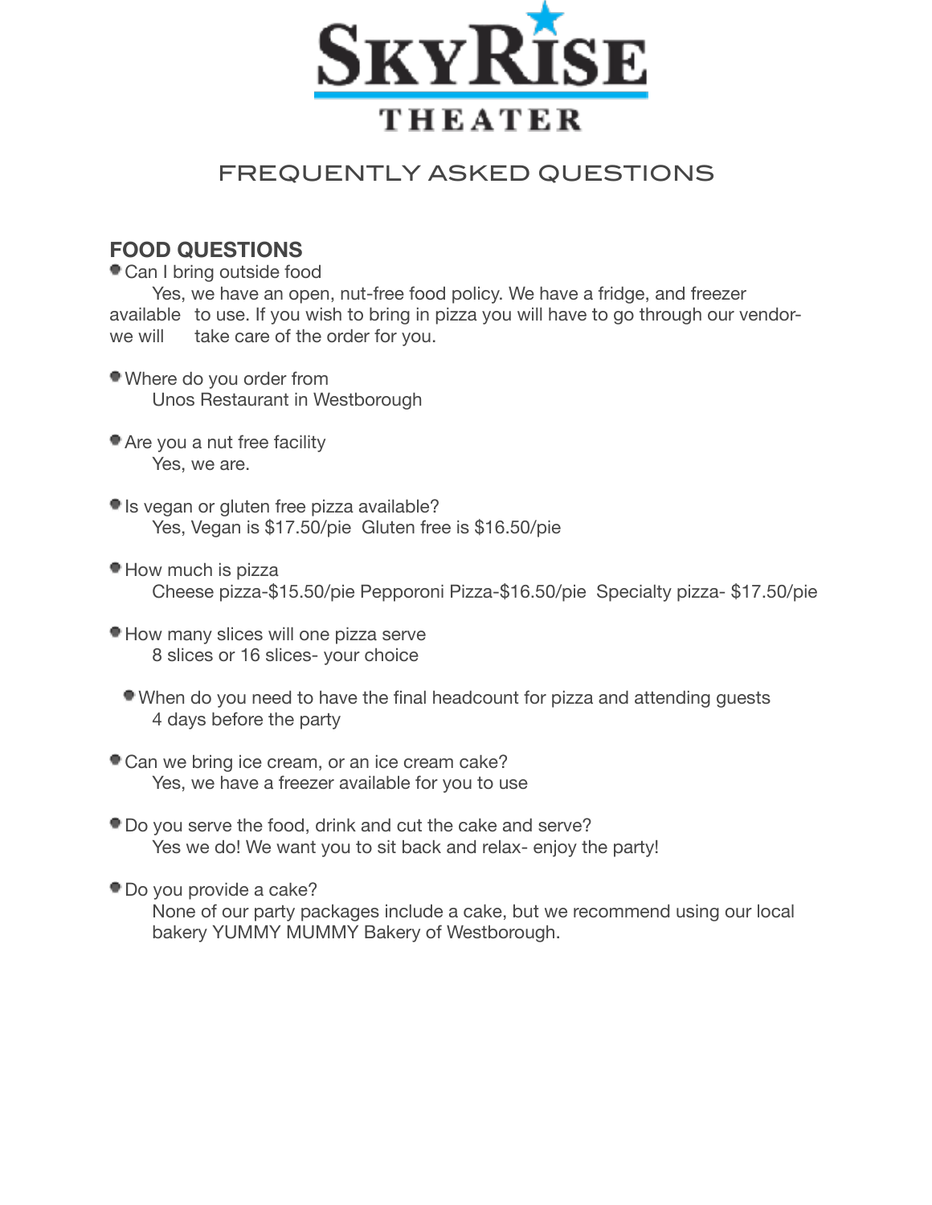# SkyRise Theater

## FREQUENTLY ASKED QUESTIONS

### FOOD QUESTIONS

- Can I bring outside food

  Yes, we have an open, nut-free food policy. We have a fridge, and freezer available to use. If you wish to bring in pizza you will have to go through our vendor- we will take care of the order for you.

- Where do you order from

  Unos Restaurant in Westborough

- Are you a nut free facility

  Yes, we are.

- Is vegan or gluten free pizza available?

  Yes, Vegan is $17.50/pie Gluten free is $16.50/pie

- How much is pizza

  Cheese pizza-$15.50/pie Pepporoni Pizza-$16.50/pie Specialty pizza- $17.50/pie

- How many slices will one pizza serve

  8 slices or 16 slices- your choice

- When do you need to have the final headcount for pizza and attending guests

  4 days before the party

- Can we bring ice cream, or an ice cream cake?

  Yes, we have a freezer available for you to use

- Do you serve the food, drink and cut the cake and serve?

  Yes we do! We want you to sit back and relax- enjoy the party!

- Do you provide a cake?

  None of our party packages include a cake, but we recommend using our local bakery YUMMY MUMMY Bakery of Westborough.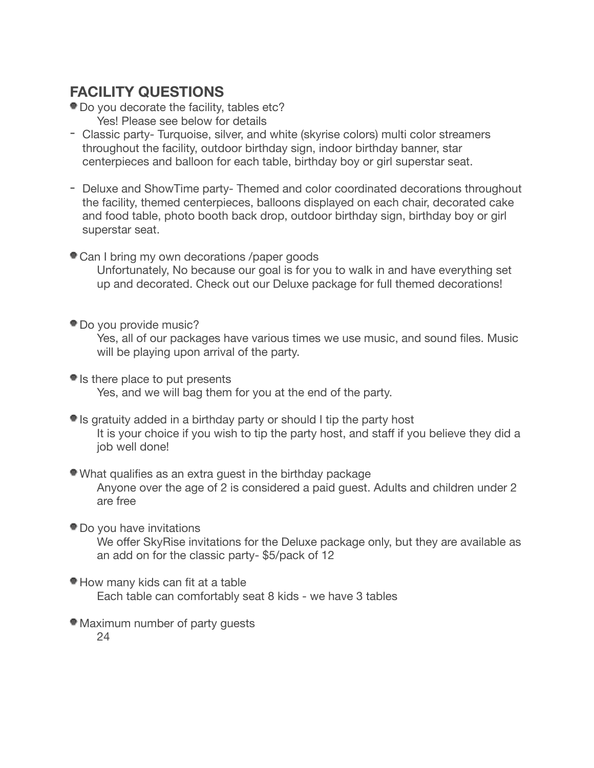## FACILITY QUESTIONS

- Do you decorate the facility, tables etc?
  Yes! Please see below for details
  - Classic party- Turquoise, silver, and white (skyrise colors) multi color streamers throughout the facility, outdoor birthday sign, indoor birthday banner, star centerpieces and balloon for each table, birthday boy or girl superstar seat.
  - Deluxe and ShowTime party- Themed and color coordinated decorations throughout the facility, themed centerpieces, balloons displayed on each chair, decorated cake and food table, photo booth back drop, outdoor birthday sign, birthday boy or girl superstar seat.
- Can I bring my own decorations /paper goods
  Unfortunately, No because our goal is for you to walk in and have everything set up and decorated. Check out our Deluxe package for full themed decorations!
- Do you provide music?
  Yes, all of our packages have various times we use music, and sound files. Music will be playing upon arrival of the party.
- Is there place to put presents
  Yes, and we will bag them for you at the end of the party.
- Is gratuity added in a birthday party or should I tip the party host
  It is your choice if you wish to tip the party host, and staff if you believe they did a job well done!
- What qualifies as an extra guest in the birthday package
  Anyone over the age of 2 is considered a paid guest. Adults and children under 2 are free
- Do you have invitations
  We offer SkyRise invitations for the Deluxe package only, but they are available as an add on for the classic party- $5/pack of 12
- How many kids can fit at a table
  Each table can comfortably seat 8 kids - we have 3 tables
- Maximum number of party guests
  24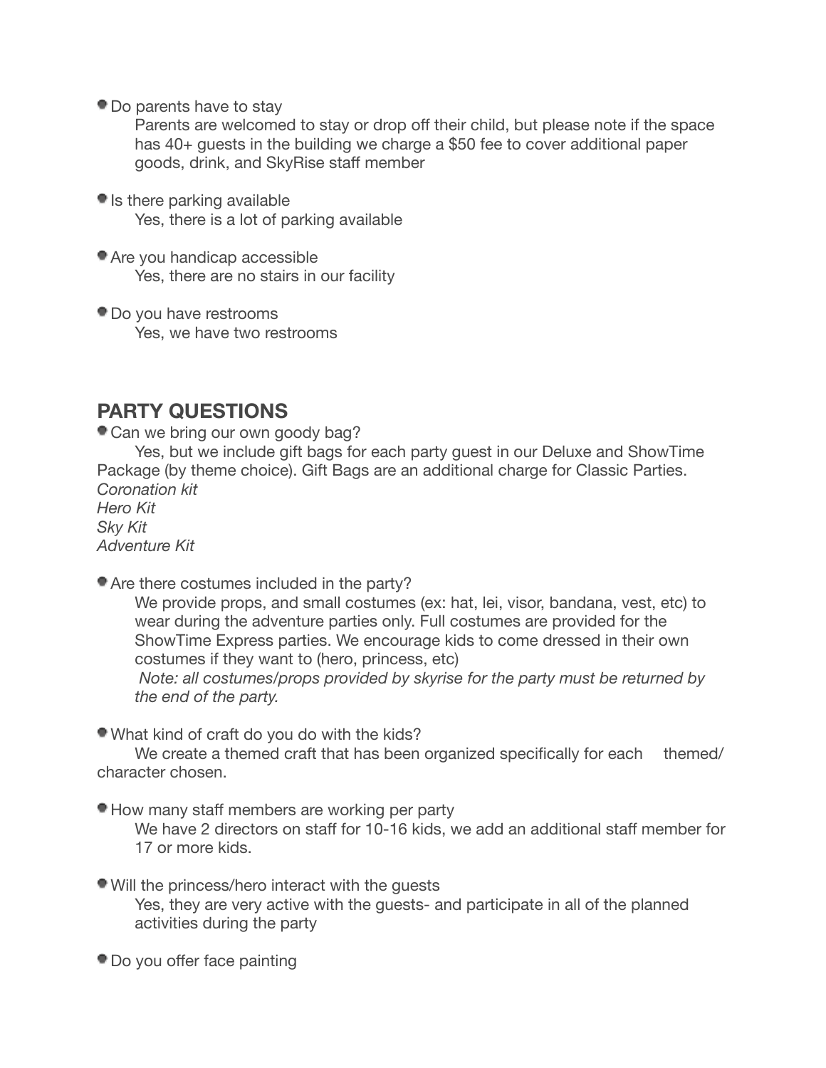- Do parents have to stay

  Parents are welcomed to stay or drop off their child, but please note if the space has 40+ guests in the building we charge a $50 fee to cover additional paper goods, drink, and SkyRise staff member

- Is there parking available

  Yes, there is a lot of parking available

- Are you handicap accessible

  Yes, there are no stairs in our facility

- Do you have restrooms

  Yes, we have two restrooms

## PARTY QUESTIONS

- Can we bring our own goody bag?

  Yes, but we include gift bags for each party guest in our Deluxe and ShowTime Package (by theme choice). Gift Bags are an additional charge for Classic Parties.

*Coronation kit*
*Hero Kit*
*Sky Kit*
*Adventure Kit*

- Are there costumes included in the party?

  We provide props, and small costumes (ex: hat, lei, visor, bandana, vest, etc) to wear during the adventure parties only. Full costumes are provided for the ShowTime Express parties. We encourage kids to come dressed in their own costumes if they want to (hero, princess, etc)

  *Note: all costumes/props provided by skyrise for the party must be returned by the end of the party.*

- What kind of craft do you do with the kids?

  We create a themed craft that has been organized specifically for each themed/ character chosen.

- How many staff members are working per party

  We have 2 directors on staff for 10-16 kids, we add an additional staff member for 17 or more kids.

- Will the princess/hero interact with the guests

  Yes, they are very active with the guests- and participate in all of the planned activities during the party

- Do you offer face painting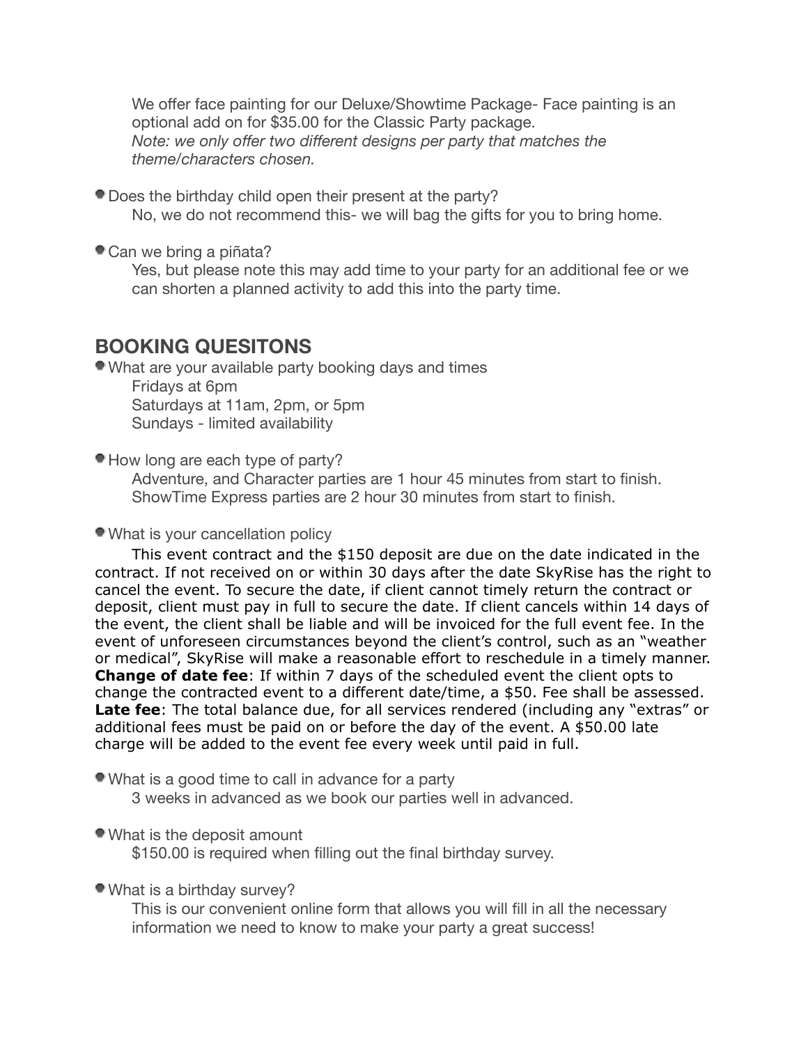We offer face painting for our Deluxe/Showtime Package- Face painting is an optional add on for $35.00 for the Classic Party package.
*Note: we only offer two different designs per party that matches the theme/characters chosen.*

- Does the birthday child open their present at the party?
  No, we do not recommend this- we will bag the gifts for you to bring home.

- Can we bring a piñata?
  Yes, but please note this may add time to your party for an additional fee or we can shorten a planned activity to add this into the party time.

## BOOKING QUESITONS

- What are your available party booking days and times
  Fridays at 6pm
  Saturdays at 11am, 2pm, or 5pm
  Sundays - limited availability

- How long are each type of party?
  Adventure, and Character parties are 1 hour 45 minutes from start to finish.
  ShowTime Express parties are 2 hour 30 minutes from start to finish.

- What is your cancellation policy
  This event contract and the $150 deposit are due on the date indicated in the contract. If not received on or within 30 days after the date SkyRise has the right to cancel the event. To secure the date, if client cannot timely return the contract or deposit, client must pay in full to secure the date. If client cancels within 14 days of the event, the client shall be liable and will be invoiced for the full event fee. In the event of unforeseen circumstances beyond the client's control, such as an "weather or medical", SkyRise will make a reasonable effort to reschedule in a timely manner. **Change of date fee**: If within 7 days of the scheduled event the client opts to change the contracted event to a different date/time, a $50. Fee shall be assessed. **Late fee**: The total balance due, for all services rendered (including any "extras" or additional fees must be paid on or before the day of the event. A $50.00 late charge will be added to the event fee every week until paid in full.

- What is a good time to call in advance for a party
  3 weeks in advanced as we book our parties well in advanced.

- What is the deposit amount
  $150.00 is required when filling out the final birthday survey.

- What is a birthday survey?
  This is our convenient online form that allows you will fill in all the necessary information we need to know to make your party a great success!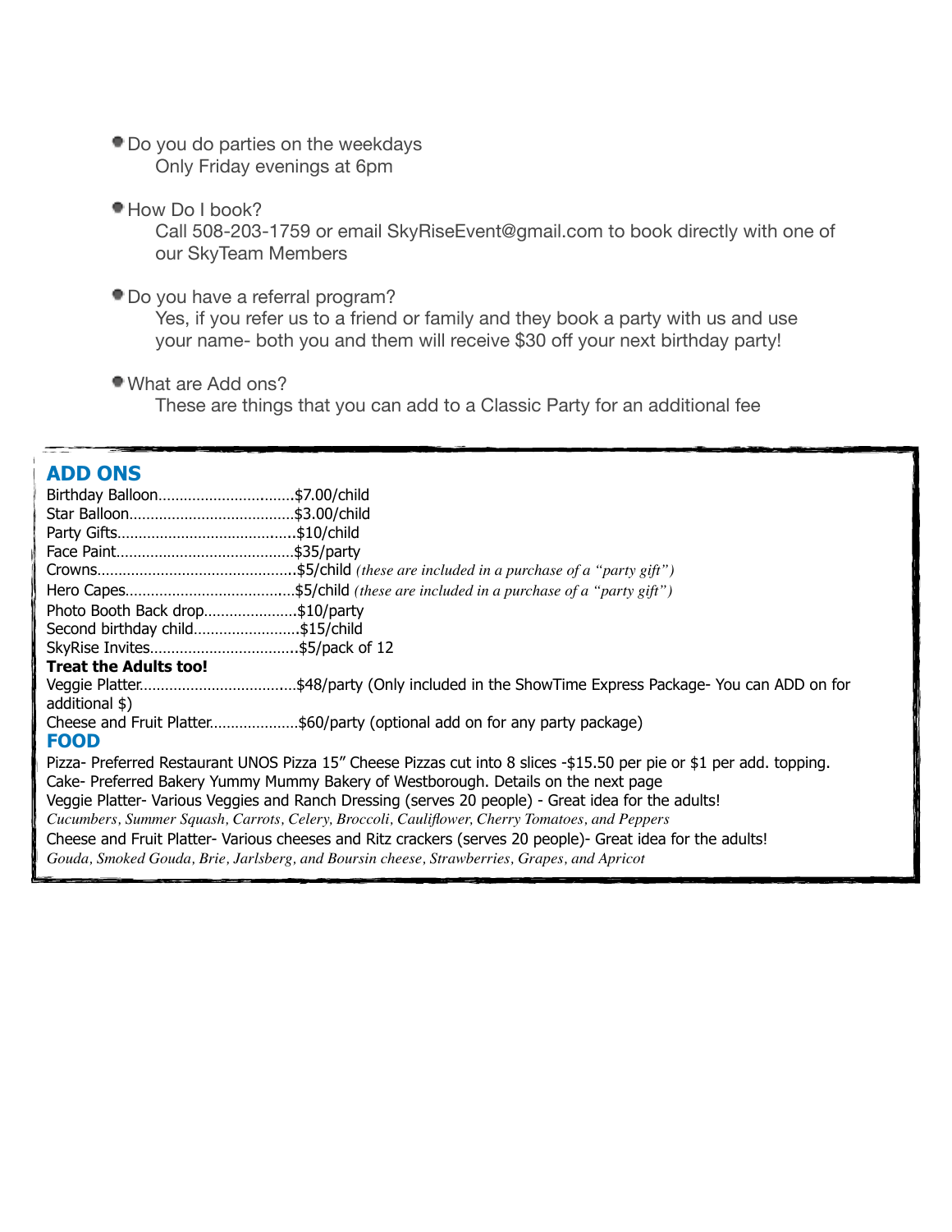- Do you do parties on the weekdays
  Only Friday evenings at 6pm

- How Do I book?
  Call 508-203-1759 or email SkyRiseEvent@gmail.com to book directly with one of our SkyTeam Members

- Do you have a referral program?
  Yes, if you refer us to a friend or family and they book a party with us and use your name- both you and them will receive $30 off your next birthday party!

- What are Add ons?
  These are things that you can add to a Classic Party for an additional fee

## ADD ONS

Birthday Balloon................................$7.00/child
Star Balloon.......................................$3.00/child
Party Gifts..........................................$10/child
Face Paint..........................................$35/party
Crowns...............................................$5/child *(these are included in a purchase of a "party gift")*
Hero Capes........................................$5/child *(these are included in a purchase of a "party gift")*
Photo Booth Back drop......................$10/party
Second birthday child.........................$15/child
SkyRise Invites...................................$5/pack of 12

**Treat the Adults too!**

Veggie Platter....................................$48/party (Only included in the ShowTime Express Package- You can ADD on for additional $)
Cheese and Fruit Platter.....................$60/party (optional add on for any party package)

## FOOD

Pizza- Preferred Restaurant UNOS Pizza 15" Cheese Pizzas cut into 8 slices -$15.50 per pie or $1 per add. topping.
Cake- Preferred Bakery Yummy Mummy Bakery of Westborough. Details on the next page
Veggie Platter- Various Veggies and Ranch Dressing (serves 20 people) - Great idea for the adults!
*Cucumbers, Summer Squash, Carrots, Celery, Broccoli, Cauliflower, Cherry Tomatoes, and Peppers*
Cheese and Fruit Platter- Various cheeses and Ritz crackers (serves 20 people)- Great idea for the adults!
*Gouda, Smoked Gouda, Brie, Jarlsberg, and Boursin cheese, Strawberries, Grapes, and Apricot*